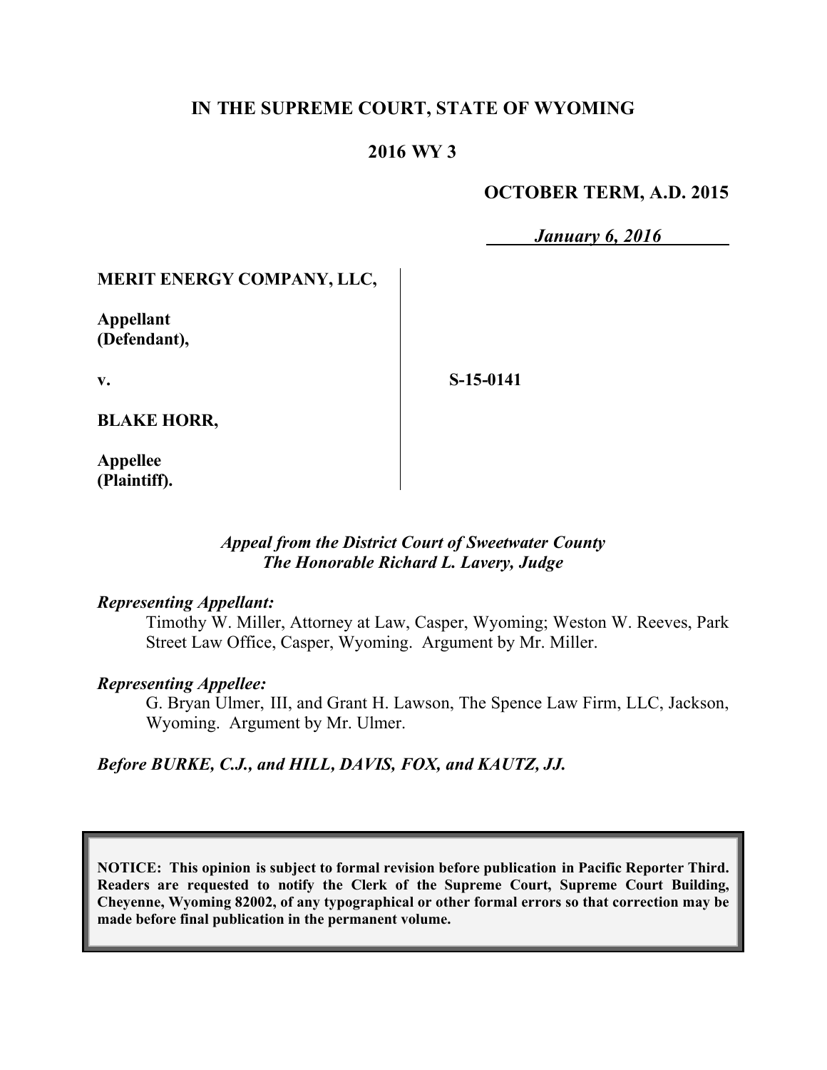**IN THE SUPREME COURT, STATE OF WYOMING**

**2016 WY 3**

**OCTOBER TERM, A.D. 2015**

*January 6, 2016*

| | |
|---|---|
| **MERIT ENERGY COMPANY, LLC,**<br><br>**Appellant (Defendant),**<br><br>**v.**<br><br>**BLAKE HORR,**<br><br>**Appellee (Plaintiff).** | **S-15-0141** |

*Appeal from the District Court of Sweetwater County*
*The Honorable Richard L. Lavery, Judge*

*Representing Appellant:*

Timothy W. Miller, Attorney at Law, Casper, Wyoming; Weston W. Reeves, Park Street Law Office, Casper, Wyoming. Argument by Mr. Miller.

*Representing Appellee:*

G. Bryan Ulmer, III, and Grant H. Lawson, The Spence Law Firm, LLC, Jackson, Wyoming. Argument by Mr. Ulmer.

***Before BURKE, C.J., and HILL, DAVIS, FOX, and KAUTZ, JJ.***

**NOTICE: This opinion is subject to formal revision before publication in Pacific Reporter Third. Readers are requested to notify the Clerk of the Supreme Court, Supreme Court Building, Cheyenne, Wyoming 82002, of any typographical or other formal errors so that correction may be made before final publication in the permanent volume.**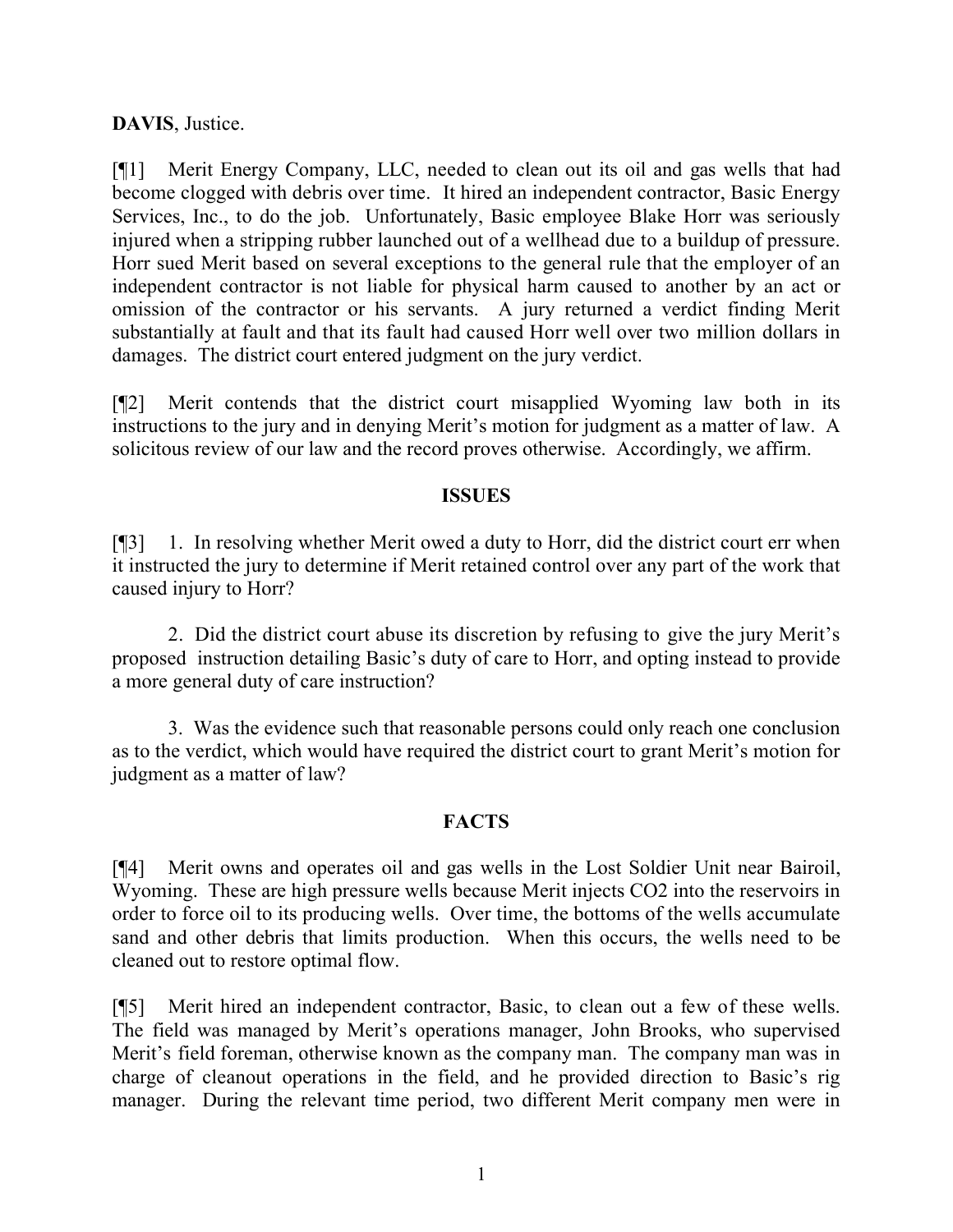**DAVIS**, Justice.

[¶1] Merit Energy Company, LLC, needed to clean out its oil and gas wells that had become clogged with debris over time. It hired an independent contractor, Basic Energy Services, Inc., to do the job. Unfortunately, Basic employee Blake Horr was seriously injured when a stripping rubber launched out of a wellhead due to a buildup of pressure. Horr sued Merit based on several exceptions to the general rule that the employer of an independent contractor is not liable for physical harm caused to another by an act or omission of the contractor or his servants. A jury returned a verdict finding Merit substantially at fault and that its fault had caused Horr well over two million dollars in damages. The district court entered judgment on the jury verdict.

[¶2] Merit contends that the district court misapplied Wyoming law both in its instructions to the jury and in denying Merit's motion for judgment as a matter of law. A solicitous review of our law and the record proves otherwise. Accordingly, we affirm.

## ISSUES

[¶3] 1. In resolving whether Merit owed a duty to Horr, did the district court err when it instructed the jury to determine if Merit retained control over any part of the work that caused injury to Horr?

2. Did the district court abuse its discretion by refusing to give the jury Merit's proposed instruction detailing Basic's duty of care to Horr, and opting instead to provide a more general duty of care instruction?

3. Was the evidence such that reasonable persons could only reach one conclusion as to the verdict, which would have required the district court to grant Merit's motion for judgment as a matter of law?

## FACTS

[¶4] Merit owns and operates oil and gas wells in the Lost Soldier Unit near Bairoil, Wyoming. These are high pressure wells because Merit injects $CO_2$ into the reservoirs in order to force oil to its producing wells. Over time, the bottoms of the wells accumulate sand and other debris that limits production. When this occurs, the wells need to be cleaned out to restore optimal flow.

[¶5] Merit hired an independent contractor, Basic, to clean out a few of these wells. The field was managed by Merit's operations manager, John Brooks, who supervised Merit's field foreman, otherwise known as the company man. The company man was in charge of cleanout operations in the field, and he provided direction to Basic's rig manager. During the relevant time period, two different Merit company men were in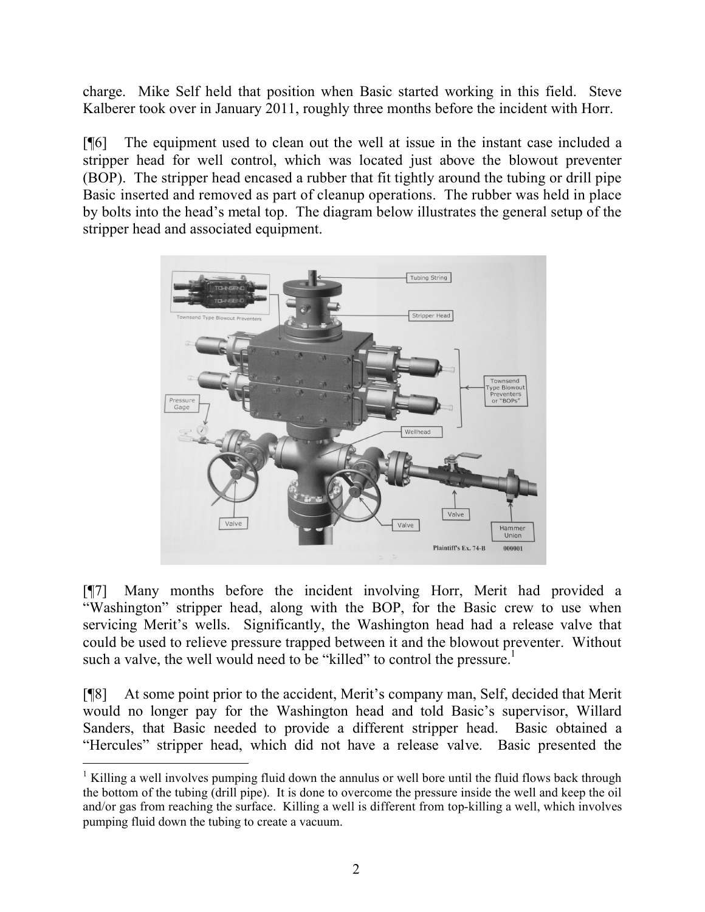charge. Mike Self held that position when Basic started working in this field. Steve Kalberer took over in January 2011, roughly three months before the incident with Horr.

[¶6] The equipment used to clean out the well at issue in the instant case included a stripper head for well control, which was located just above the blowout preventer (BOP). The stripper head encased a rubber that fit tightly around the tubing or drill pipe Basic inserted and removed as part of cleanup operations. The rubber was held in place by bolts into the head's metal top. The diagram below illustrates the general setup of the stripper head and associated equipment.

[¶7] Many months before the incident involving Horr, Merit had provided a "Washington" stripper head, along with the BOP, for the Basic crew to use when servicing Merit's wells. Significantly, the Washington head had a release valve that could be used to relieve pressure trapped between it and the blowout preventer. Without such a valve, the well would need to be "killed" to control the pressure.[1]

[¶8] At some point prior to the accident, Merit's company man, Self, decided that Merit would no longer pay for the Washington head and told Basic's supervisor, Willard Sanders, that Basic needed to provide a different stripper head. Basic obtained a "Hercules" stripper head, which did not have a release valve. Basic presented the

---

[1] Killing a well involves pumping fluid down the annulus or well bore until the fluid flows back through the bottom of the tubing (drill pipe). It is done to overcome the pressure inside the well and keep the oil and/or gas from reaching the surface. Killing a well is different from top-killing a well, which involves pumping fluid down the tubing to create a vacuum.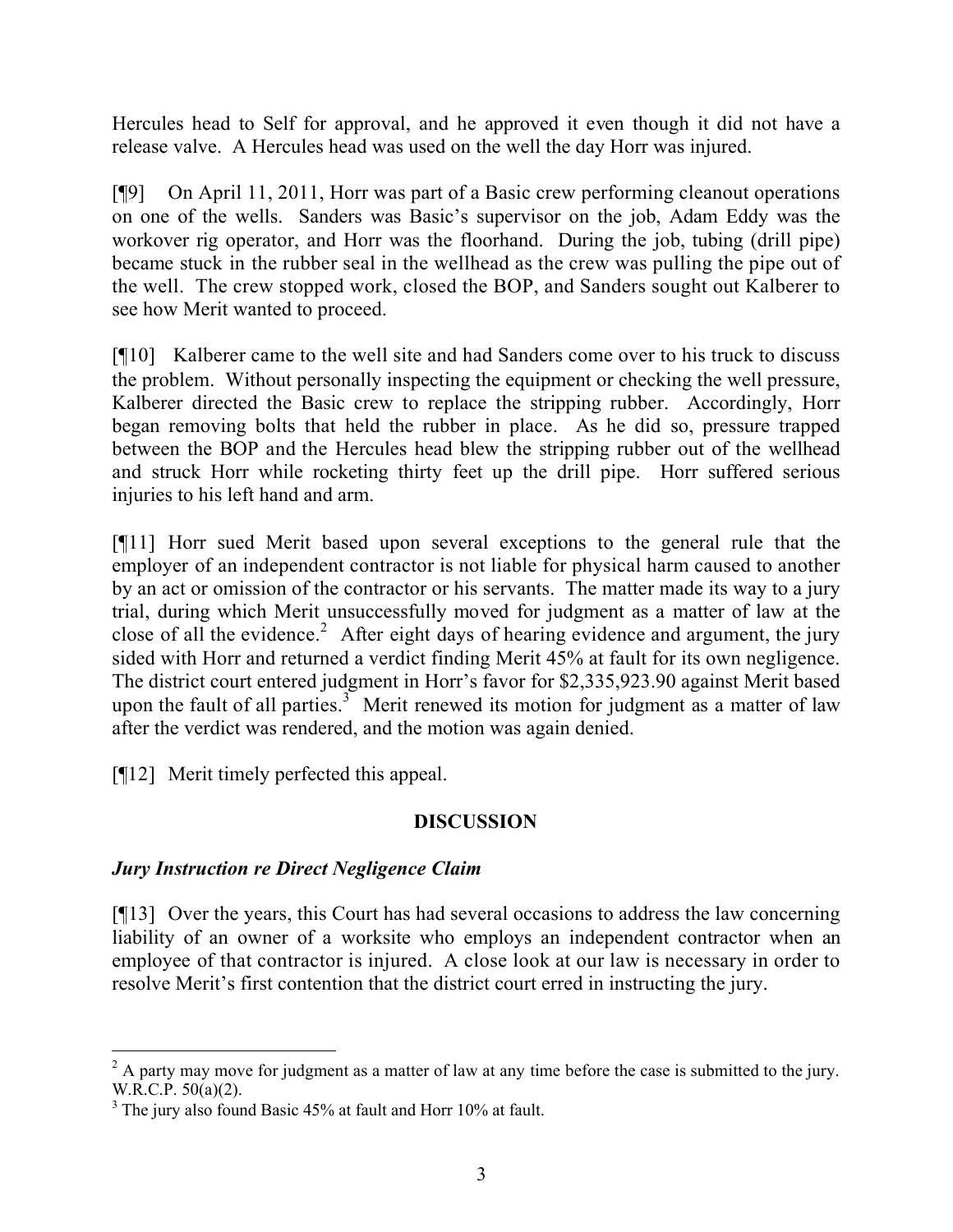Hercules head to Self for approval, and he approved it even though it did not have a release valve. A Hercules head was used on the well the day Horr was injured.

[¶9] On April 11, 2011, Horr was part of a Basic crew performing cleanout operations on one of the wells. Sanders was Basic's supervisor on the job, Adam Eddy was the workover rig operator, and Horr was the floorhand. During the job, tubing (drill pipe) became stuck in the rubber seal in the wellhead as the crew was pulling the pipe out of the well. The crew stopped work, closed the BOP, and Sanders sought out Kalberer to see how Merit wanted to proceed.

[¶10] Kalberer came to the well site and had Sanders come over to his truck to discuss the problem. Without personally inspecting the equipment or checking the well pressure, Kalberer directed the Basic crew to replace the stripping rubber. Accordingly, Horr began removing bolts that held the rubber in place. As he did so, pressure trapped between the BOP and the Hercules head blew the stripping rubber out of the wellhead and struck Horr while rocketing thirty feet up the drill pipe. Horr suffered serious injuries to his left hand and arm.

[¶11] Horr sued Merit based upon several exceptions to the general rule that the employer of an independent contractor is not liable for physical harm caused to another by an act or omission of the contractor or his servants. The matter made its way to a jury trial, during which Merit unsuccessfully moved for judgment as a matter of law at the close of all the evidence.[2] After eight days of hearing evidence and argument, the jury sided with Horr and returned a verdict finding Merit 45% at fault for its own negligence. The district court entered judgment in Horr's favor for $2,335,923.90 against Merit based upon the fault of all parties.[3] Merit renewed its motion for judgment as a matter of law after the verdict was rendered, and the motion was again denied.

[¶12] Merit timely perfected this appeal.

## DISCUSSION

### *Jury Instruction re Direct Negligence Claim*

[¶13] Over the years, this Court has had several occasions to address the law concerning liability of an owner of a worksite who employs an independent contractor when an employee of that contractor is injured. A close look at our law is necessary in order to resolve Merit's first contention that the district court erred in instructing the jury.

---

[2] A party may move for judgment as a matter of law at any time before the case is submitted to the jury. W.R.C.P. 50(a)(2).

[3] The jury also found Basic 45% at fault and Horr 10% at fault.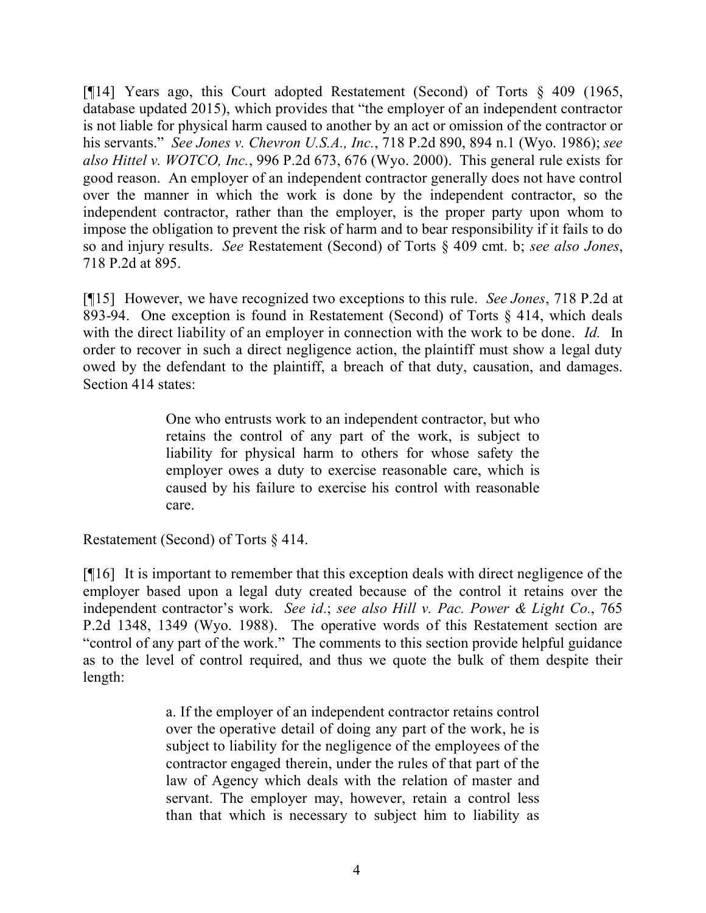[¶14] Years ago, this Court adopted Restatement (Second) of Torts § 409 (1965, database updated 2015), which provides that "the employer of an independent contractor is not liable for physical harm caused to another by an act or omission of the contractor or his servants." *See Jones v. Chevron U.S.A., Inc.*, 718 P.2d 890, 894 n.1 (Wyo. 1986); *see also Hittel v. WOTCO, Inc.*, 996 P.2d 673, 676 (Wyo. 2000). This general rule exists for good reason. An employer of an independent contractor generally does not have control over the manner in which the work is done by the independent contractor, so the independent contractor, rather than the employer, is the proper party upon whom to impose the obligation to prevent the risk of harm and to bear responsibility if it fails to do so and injury results. *See* Restatement (Second) of Torts § 409 cmt. b; *see also Jones*, 718 P.2d at 895.

[¶15] However, we have recognized two exceptions to this rule. *See Jones*, 718 P.2d at 893-94. One exception is found in Restatement (Second) of Torts § 414, which deals with the direct liability of an employer in connection with the work to be done. *Id.* In order to recover in such a direct negligence action, the plaintiff must show a legal duty owed by the defendant to the plaintiff, a breach of that duty, causation, and damages. Section 414 states:

> One who entrusts work to an independent contractor, but who retains the control of any part of the work, is subject to liability for physical harm to others for whose safety the employer owes a duty to exercise reasonable care, which is caused by his failure to exercise his control with reasonable care.

Restatement (Second) of Torts § 414.

[¶16] It is important to remember that this exception deals with direct negligence of the employer based upon a legal duty created because of the control it retains over the independent contractor's work. *See id.*; *see also Hill v. Pac. Power & Light Co.*, 765 P.2d 1348, 1349 (Wyo. 1988). The operative words of this Restatement section are "control of any part of the work." The comments to this section provide helpful guidance as to the level of control required, and thus we quote the bulk of them despite their length:

> a. If the employer of an independent contractor retains control over the operative detail of doing any part of the work, he is subject to liability for the negligence of the employees of the contractor engaged therein, under the rules of that part of the law of Agency which deals with the relation of master and servant. The employer may, however, retain a control less than that which is necessary to subject him to liability as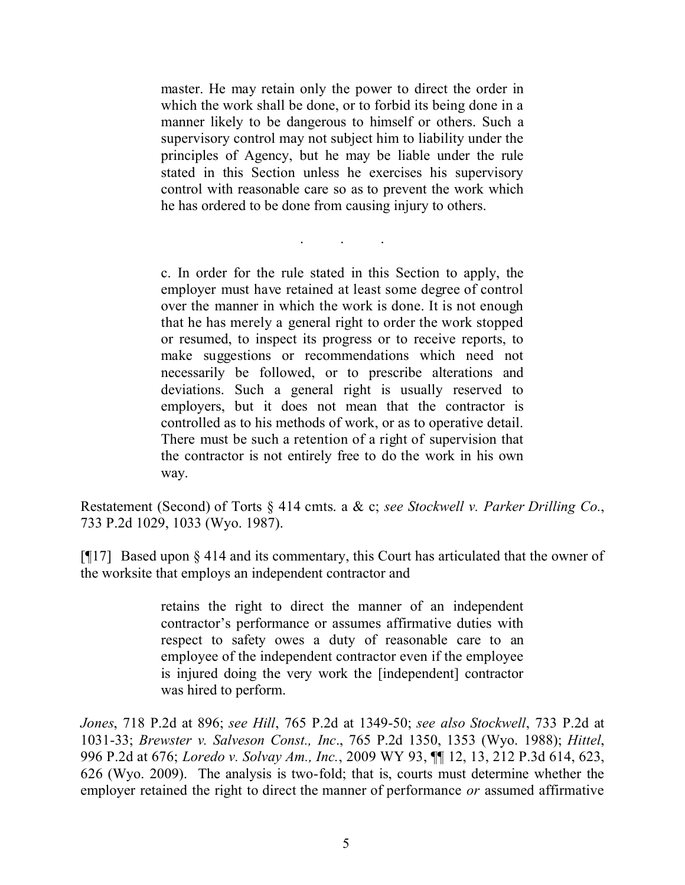> master. He may retain only the power to direct the order in which the work shall be done, or to forbid its being done in a manner likely to be dangerous to himself or others. Such a supervisory control may not subject him to liability under the principles of Agency, but he may be liable under the rule stated in this Section unless he exercises his supervisory control with reasonable care so as to prevent the work which he has ordered to be done from causing injury to others.
>
> . . .
>
> c. In order for the rule stated in this Section to apply, the employer must have retained at least some degree of control over the manner in which the work is done. It is not enough that he has merely a general right to order the work stopped or resumed, to inspect its progress or to receive reports, to make suggestions or recommendations which need not necessarily be followed, or to prescribe alterations and deviations. Such a general right is usually reserved to employers, but it does not mean that the contractor is controlled as to his methods of work, or as to operative detail. There must be such a retention of a right of supervision that the contractor is not entirely free to do the work in his own way.

Restatement (Second) of Torts § 414 cmts. a & c; *see Stockwell v. Parker Drilling Co.*, 733 P.2d 1029, 1033 (Wyo. 1987).

[¶17] Based upon § 414 and its commentary, this Court has articulated that the owner of the worksite that employs an independent contractor and

> retains the right to direct the manner of an independent contractor's performance or assumes affirmative duties with respect to safety owes a duty of reasonable care to an employee of the independent contractor even if the employee is injured doing the very work the [independent] contractor was hired to perform.

*Jones*, 718 P.2d at 896; *see Hill*, 765 P.2d at 1349-50; *see also Stockwell*, 733 P.2d at 1031-33; *Brewster v. Salveson Const., Inc.*, 765 P.2d 1350, 1353 (Wyo. 1988); *Hittel*, 996 P.2d at 676; *Loredo v. Solvay Am., Inc.*, 2009 WY 93, ¶¶ 12, 13, 212 P.3d 614, 623, 626 (Wyo. 2009). The analysis is two-fold; that is, courts must determine whether the employer retained the right to direct the manner of performance *or* assumed affirmative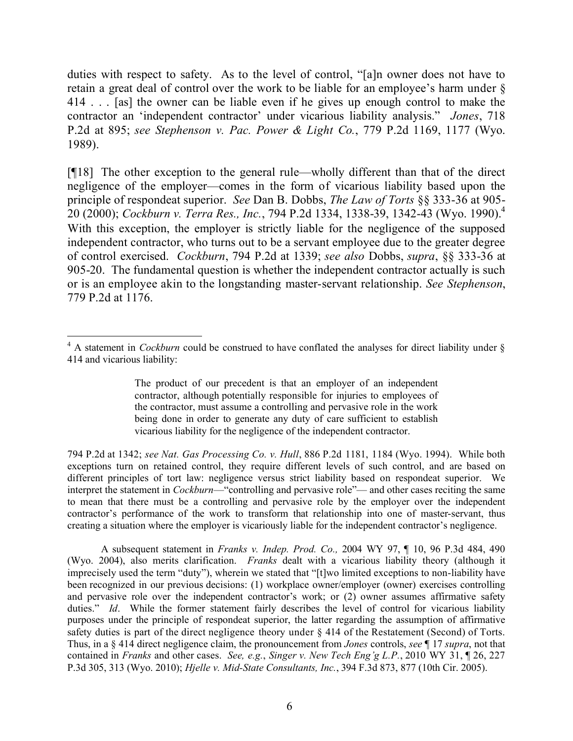duties with respect to safety. As to the level of control, "[a]n owner does not have to retain a great deal of control over the work to be liable for an employee's harm under § 414 . . . [as] the owner can be liable even if he gives up enough control to make the contractor an 'independent contractor' under vicarious liability analysis." *Jones*, 718 P.2d at 895; *see Stephenson v. Pac. Power & Light Co.*, 779 P.2d 1169, 1177 (Wyo. 1989).

[¶18] The other exception to the general rule—wholly different than that of the direct negligence of the employer—comes in the form of vicarious liability based upon the principle of respondeat superior. *See* Dan B. Dobbs, *The Law of Torts* §§ 333-36 at 905-20 (2000); *Cockburn v. Terra Res., Inc.*, 794 P.2d 1334, 1338-39, 1342-43 (Wyo. 1990).[4] With this exception, the employer is strictly liable for the negligence of the supposed independent contractor, who turns out to be a servant employee due to the greater degree of control exercised. *Cockburn*, 794 P.2d at 1339; *see also* Dobbs, *supra*, §§ 333-36 at 905-20. The fundamental question is whether the independent contractor actually is such or is an employee akin to the longstanding master-servant relationship. *See Stephenson*, 779 P.2d at 1176.

---

[4] A statement in *Cockburn* could be construed to have conflated the analyses for direct liability under § 414 and vicarious liability:

> The product of our precedent is that an employer of an independent contractor, although potentially responsible for injuries to employees of the contractor, must assume a controlling and pervasive role in the work being done in order to generate any duty of care sufficient to establish vicarious liability for the negligence of the independent contractor.

794 P.2d at 1342; *see Nat. Gas Processing Co. v. Hull*, 886 P.2d 1181, 1184 (Wyo. 1994). While both exceptions turn on retained control, they require different levels of such control, and are based on different principles of tort law: negligence versus strict liability based on respondeat superior. We interpret the statement in *Cockburn*—"controlling and pervasive role"— and other cases reciting the same to mean that there must be a controlling and pervasive role by the employer over the independent contractor's performance of the work to transform that relationship into one of master-servant, thus creating a situation where the employer is vicariously liable for the independent contractor's negligence.

A subsequent statement in *Franks v. Indep. Prod. Co.,* 2004 WY 97, ¶ 10, 96 P.3d 484, 490 (Wyo. 2004), also merits clarification. *Franks* dealt with a vicarious liability theory (although it imprecisely used the term "duty"), wherein we stated that "[t]wo limited exceptions to non-liability have been recognized in our previous decisions: (1) workplace owner/employer (owner) exercises controlling and pervasive role over the independent contractor's work; or (2) owner assumes affirmative safety duties." *Id*. While the former statement fairly describes the level of control for vicarious liability purposes under the principle of respondeat superior, the latter regarding the assumption of affirmative safety duties is part of the direct negligence theory under § 414 of the Restatement (Second) of Torts. Thus, in a § 414 direct negligence claim, the pronouncement from *Jones* controls, *see* ¶ 17 *supra*, not that contained in *Franks* and other cases. *See, e.g.*, *Singer v. New Tech Eng'g L.P.*, 2010 WY 31, ¶ 26, 227 P.3d 305, 313 (Wyo. 2010); *Hjelle v. Mid-State Consultants, Inc.*, 394 F.3d 873, 877 (10th Cir. 2005).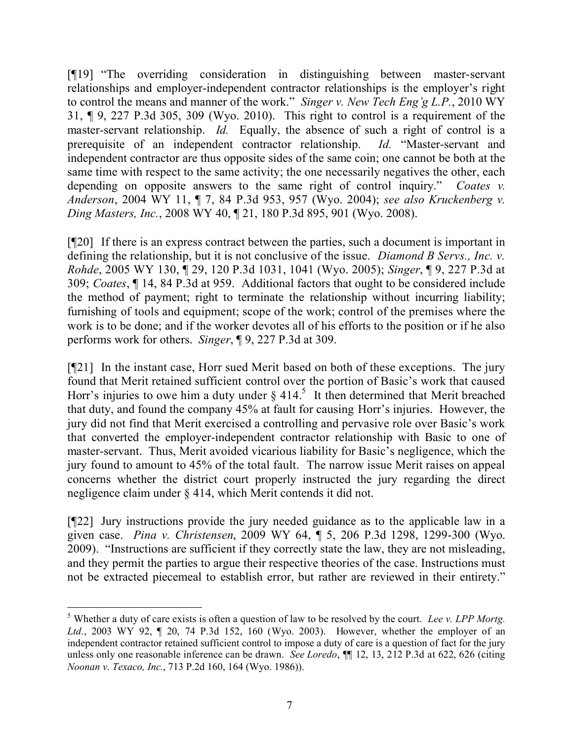[¶19] "The overriding consideration in distinguishing between master-servant relationships and employer-independent contractor relationships is the employer's right to control the means and manner of the work." *Singer v. New Tech Eng'g L.P.*, 2010 WY 31, ¶ 9, 227 P.3d 305, 309 (Wyo. 2010). This right to control is a requirement of the master-servant relationship. *Id.* Equally, the absence of such a right of control is a prerequisite of an independent contractor relationship. *Id.* "Master-servant and independent contractor are thus opposite sides of the same coin; one cannot be both at the same time with respect to the same activity; the one necessarily negatives the other, each depending on opposite answers to the same right of control inquiry." *Coates v. Anderson*, 2004 WY 11, ¶ 7, 84 P.3d 953, 957 (Wyo. 2004); *see also Kruckenberg v. Ding Masters, Inc.*, 2008 WY 40, ¶ 21, 180 P.3d 895, 901 (Wyo. 2008).

[¶20] If there is an express contract between the parties, such a document is important in defining the relationship, but it is not conclusive of the issue. *Diamond B Servs., Inc. v. Rohde*, 2005 WY 130, ¶ 29, 120 P.3d 1031, 1041 (Wyo. 2005); *Singer*, ¶ 9, 227 P.3d at 309; *Coates*, ¶ 14, 84 P.3d at 959. Additional factors that ought to be considered include the method of payment; right to terminate the relationship without incurring liability; furnishing of tools and equipment; scope of the work; control of the premises where the work is to be done; and if the worker devotes all of his efforts to the position or if he also performs work for others. *Singer*, ¶ 9, 227 P.3d at 309.

[¶21] In the instant case, Horr sued Merit based on both of these exceptions. The jury found that Merit retained sufficient control over the portion of Basic's work that caused Horr's injuries to owe him a duty under § 414.[5] It then determined that Merit breached that duty, and found the company 45% at fault for causing Horr's injuries. However, the jury did not find that Merit exercised a controlling and pervasive role over Basic's work that converted the employer-independent contractor relationship with Basic to one of master-servant. Thus, Merit avoided vicarious liability for Basic's negligence, which the jury found to amount to 45% of the total fault. The narrow issue Merit raises on appeal concerns whether the district court properly instructed the jury regarding the direct negligence claim under § 414, which Merit contends it did not.

[¶22] Jury instructions provide the jury needed guidance as to the applicable law in a given case. *Pina v. Christensen*, 2009 WY 64, ¶ 5, 206 P.3d 1298, 1299-300 (Wyo. 2009). "Instructions are sufficient if they correctly state the law, they are not misleading, and they permit the parties to argue their respective theories of the case. Instructions must not be extracted piecemeal to establish error, but rather are reviewed in their entirety."

---

[5] Whether a duty of care exists is often a question of law to be resolved by the court. *Lee v. LPP Mortg. Ltd.*, 2003 WY 92, ¶ 20, 74 P.3d 152, 160 (Wyo. 2003). However, whether the employer of an independent contractor retained sufficient control to impose a duty of care is a question of fact for the jury unless only one reasonable inference can be drawn. *See Loredo*, ¶¶ 12, 13, 212 P.3d at 622, 626 (citing *Noonan v. Texaco, Inc.*, 713 P.2d 160, 164 (Wyo. 1986)).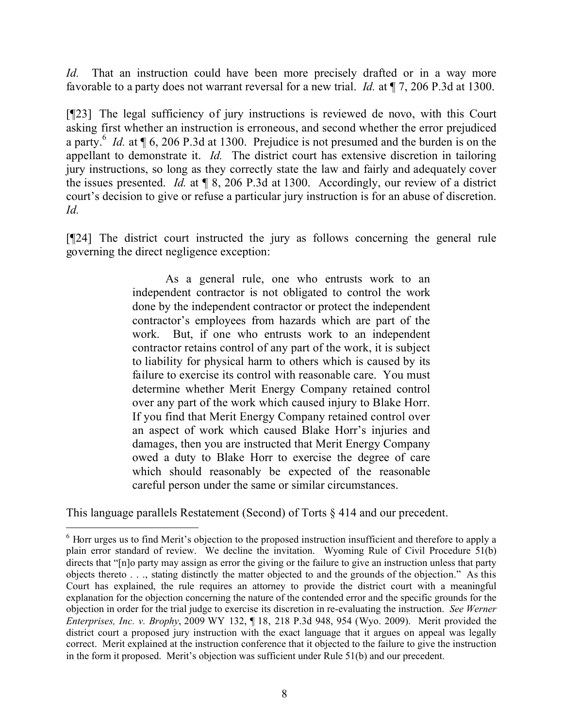*Id.* That an instruction could have been more precisely drafted or in a way more favorable to a party does not warrant reversal for a new trial. *Id.* at ¶ 7, 206 P.3d at 1300.

[¶23] The legal sufficiency of jury instructions is reviewed de novo, with this Court asking first whether an instruction is erroneous, and second whether the error prejudiced a party.[6] *Id.* at ¶ 6, 206 P.3d at 1300. Prejudice is not presumed and the burden is on the appellant to demonstrate it. *Id.* The district court has extensive discretion in tailoring jury instructions, so long as they correctly state the law and fairly and adequately cover the issues presented. *Id.* at ¶ 8, 206 P.3d at 1300. Accordingly, our review of a district court's decision to give or refuse a particular jury instruction is for an abuse of discretion. *Id.*

[¶24] The district court instructed the jury as follows concerning the general rule governing the direct negligence exception:

> As a general rule, one who entrusts work to an independent contractor is not obligated to control the work done by the independent contractor or protect the independent contractor's employees from hazards which are part of the work. But, if one who entrusts work to an independent contractor retains control of any part of the work, it is subject to liability for physical harm to others which is caused by its failure to exercise its control with reasonable care. You must determine whether Merit Energy Company retained control over any part of the work which caused injury to Blake Horr. If you find that Merit Energy Company retained control over an aspect of work which caused Blake Horr's injuries and damages, then you are instructed that Merit Energy Company owed a duty to Blake Horr to exercise the degree of care which should reasonably be expected of the reasonable careful person under the same or similar circumstances.

This language parallels Restatement (Second) of Torts § 414 and our precedent.

---

[6] Horr urges us to find Merit's objection to the proposed instruction insufficient and therefore to apply a plain error standard of review. We decline the invitation. Wyoming Rule of Civil Procedure 51(b) directs that "[n]o party may assign as error the giving or the failure to give an instruction unless that party objects thereto . . ., stating distinctly the matter objected to and the grounds of the objection." As this Court has explained, the rule requires an attorney to provide the district court with a meaningful explanation for the objection concerning the nature of the contended error and the specific grounds for the objection in order for the trial judge to exercise its discretion in re-evaluating the instruction. *See Werner Enterprises, Inc. v. Brophy*, 2009 WY 132, ¶ 18, 218 P.3d 948, 954 (Wyo. 2009). Merit provided the district court a proposed jury instruction with the exact language that it argues on appeal was legally correct. Merit explained at the instruction conference that it objected to the failure to give the instruction in the form it proposed. Merit's objection was sufficient under Rule 51(b) and our precedent.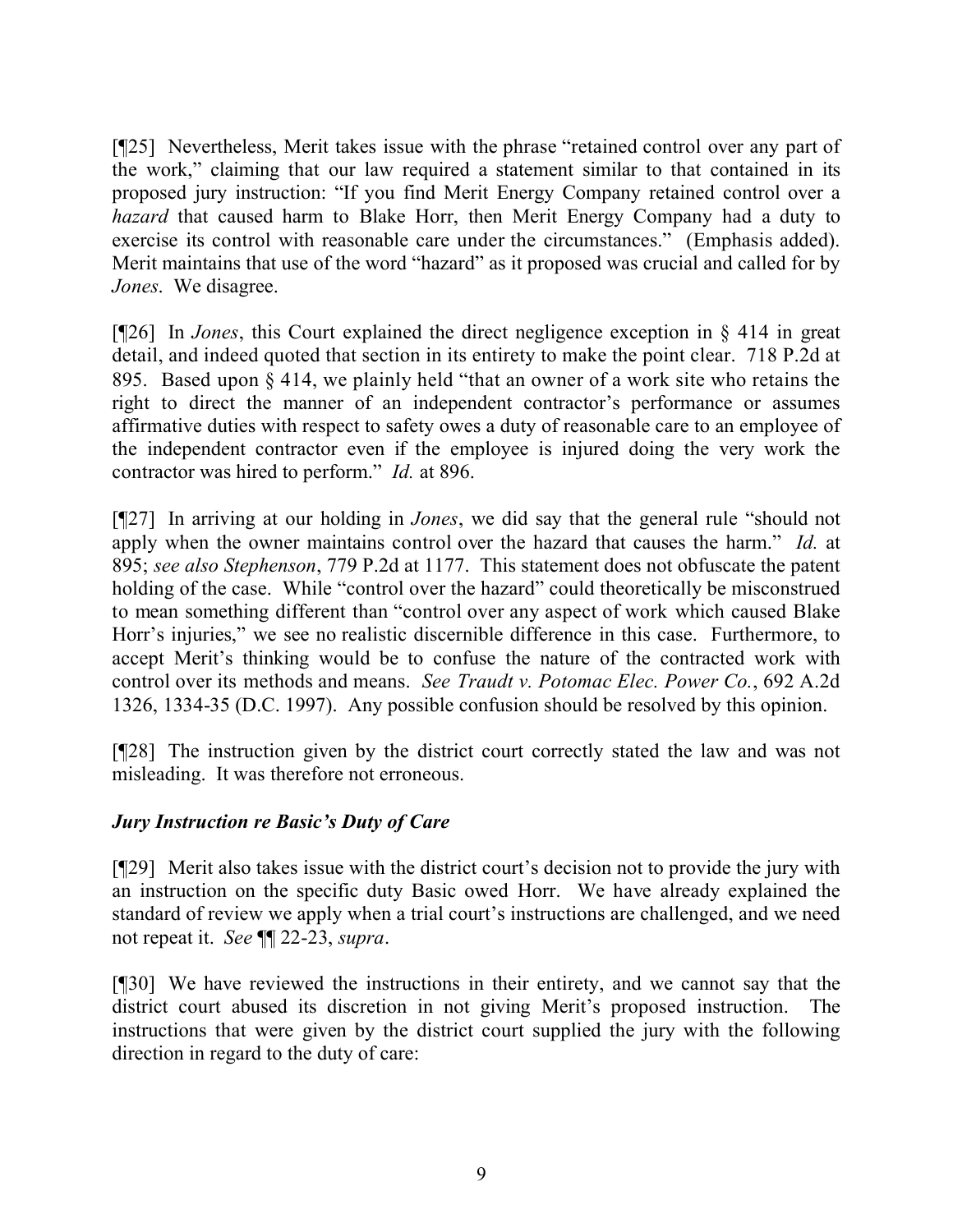[¶25] Nevertheless, Merit takes issue with the phrase "retained control over any part of the work," claiming that our law required a statement similar to that contained in its proposed jury instruction: "If you find Merit Energy Company retained control over a *hazard* that caused harm to Blake Horr, then Merit Energy Company had a duty to exercise its control with reasonable care under the circumstances." (Emphasis added). Merit maintains that use of the word "hazard" as it proposed was crucial and called for by *Jones*. We disagree.

[¶26] In *Jones*, this Court explained the direct negligence exception in § 414 in great detail, and indeed quoted that section in its entirety to make the point clear. 718 P.2d at 895. Based upon § 414, we plainly held "that an owner of a work site who retains the right to direct the manner of an independent contractor's performance or assumes affirmative duties with respect to safety owes a duty of reasonable care to an employee of the independent contractor even if the employee is injured doing the very work the contractor was hired to perform." *Id.* at 896.

[¶27] In arriving at our holding in *Jones*, we did say that the general rule "should not apply when the owner maintains control over the hazard that causes the harm." *Id.* at 895; *see also Stephenson*, 779 P.2d at 1177. This statement does not obfuscate the patent holding of the case. While "control over the hazard" could theoretically be misconstrued to mean something different than "control over any aspect of work which caused Blake Horr's injuries," we see no realistic discernible difference in this case. Furthermore, to accept Merit's thinking would be to confuse the nature of the contracted work with control over its methods and means. *See Traudt v. Potomac Elec. Power Co.*, 692 A.2d 1326, 1334-35 (D.C. 1997). Any possible confusion should be resolved by this opinion.

[¶28] The instruction given by the district court correctly stated the law and was not misleading. It was therefore not erroneous.

***Jury Instruction re Basic's Duty of Care***

[¶29] Merit also takes issue with the district court's decision not to provide the jury with an instruction on the specific duty Basic owed Horr. We have already explained the standard of review we apply when a trial court's instructions are challenged, and we need not repeat it. *See* ¶¶ 22-23, *supra*.

[¶30] We have reviewed the instructions in their entirety, and we cannot say that the district court abused its discretion in not giving Merit's proposed instruction. The instructions that were given by the district court supplied the jury with the following direction in regard to the duty of care: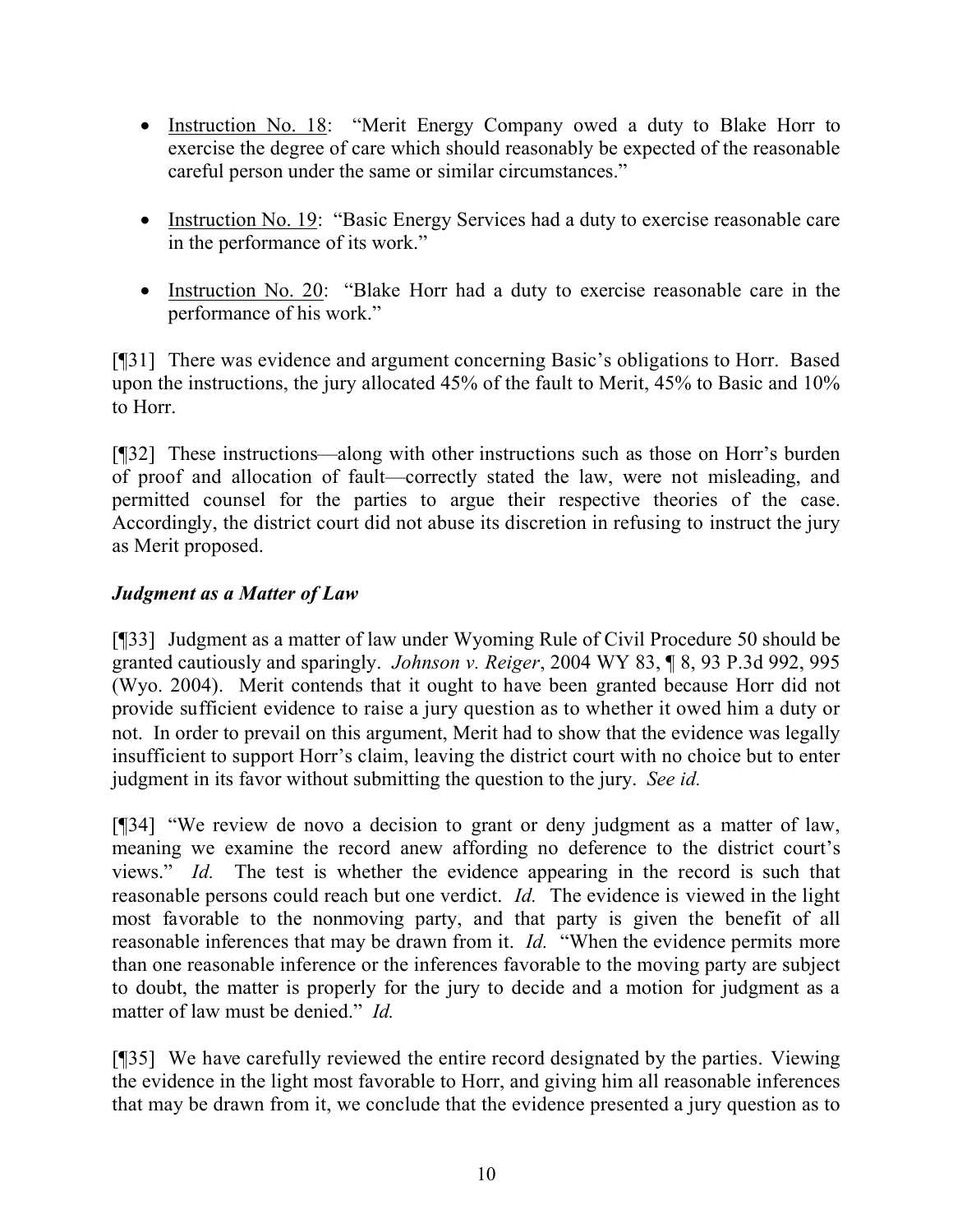- Instruction No. 18: "Merit Energy Company owed a duty to Blake Horr to exercise the degree of care which should reasonably be expected of the reasonable careful person under the same or similar circumstances."

- Instruction No. 19: "Basic Energy Services had a duty to exercise reasonable care in the performance of its work."

- Instruction No. 20: "Blake Horr had a duty to exercise reasonable care in the performance of his work."

[¶31] There was evidence and argument concerning Basic's obligations to Horr. Based upon the instructions, the jury allocated 45% of the fault to Merit, 45% to Basic and 10% to Horr.

[¶32] These instructions—along with other instructions such as those on Horr's burden of proof and allocation of fault—correctly stated the law, were not misleading, and permitted counsel for the parties to argue their respective theories of the case. Accordingly, the district court did not abuse its discretion in refusing to instruct the jury as Merit proposed.

### *Judgment as a Matter of Law*

[¶33] Judgment as a matter of law under Wyoming Rule of Civil Procedure 50 should be granted cautiously and sparingly. *Johnson v. Reiger*, 2004 WY 83, ¶ 8, 93 P.3d 992, 995 (Wyo. 2004). Merit contends that it ought to have been granted because Horr did not provide sufficient evidence to raise a jury question as to whether it owed him a duty or not. In order to prevail on this argument, Merit had to show that the evidence was legally insufficient to support Horr's claim, leaving the district court with no choice but to enter judgment in its favor without submitting the question to the jury. *See id.*

[¶34] "We review de novo a decision to grant or deny judgment as a matter of law, meaning we examine the record anew affording no deference to the district court's views." *Id.* The test is whether the evidence appearing in the record is such that reasonable persons could reach but one verdict. *Id.* The evidence is viewed in the light most favorable to the nonmoving party, and that party is given the benefit of all reasonable inferences that may be drawn from it. *Id.* "When the evidence permits more than one reasonable inference or the inferences favorable to the moving party are subject to doubt, the matter is properly for the jury to decide and a motion for judgment as a matter of law must be denied." *Id.*

[¶35] We have carefully reviewed the entire record designated by the parties. Viewing the evidence in the light most favorable to Horr, and giving him all reasonable inferences that may be drawn from it, we conclude that the evidence presented a jury question as to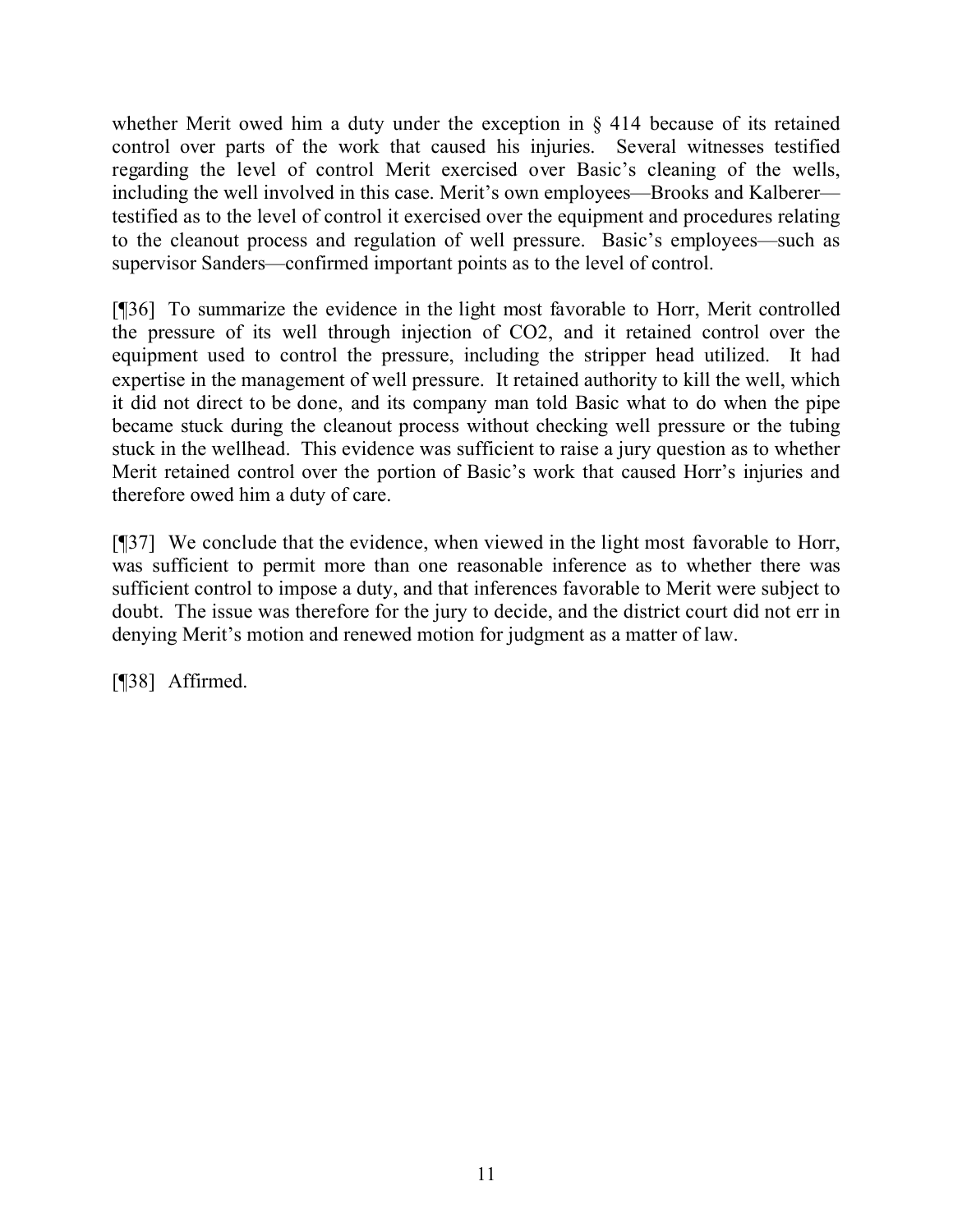whether Merit owed him a duty under the exception in § 414 because of its retained control over parts of the work that caused his injuries. Several witnesses testified regarding the level of control Merit exercised over Basic's cleaning of the wells, including the well involved in this case. Merit's own employees—Brooks and Kalberer—testified as to the level of control it exercised over the equipment and procedures relating to the cleanout process and regulation of well pressure. Basic's employees—such as supervisor Sanders—confirmed important points as to the level of control.

[¶36] To summarize the evidence in the light most favorable to Horr, Merit controlled the pressure of its well through injection of $CO_2$, and it retained control over the equipment used to control the pressure, including the stripper head utilized. It had expertise in the management of well pressure. It retained authority to kill the well, which it did not direct to be done, and its company man told Basic what to do when the pipe became stuck during the cleanout process without checking well pressure or the tubing stuck in the wellhead. This evidence was sufficient to raise a jury question as to whether Merit retained control over the portion of Basic's work that caused Horr's injuries and therefore owed him a duty of care.

[¶37] We conclude that the evidence, when viewed in the light most favorable to Horr, was sufficient to permit more than one reasonable inference as to whether there was sufficient control to impose a duty, and that inferences favorable to Merit were subject to doubt. The issue was therefore for the jury to decide, and the district court did not err in denying Merit's motion and renewed motion for judgment as a matter of law.

[¶38] Affirmed.